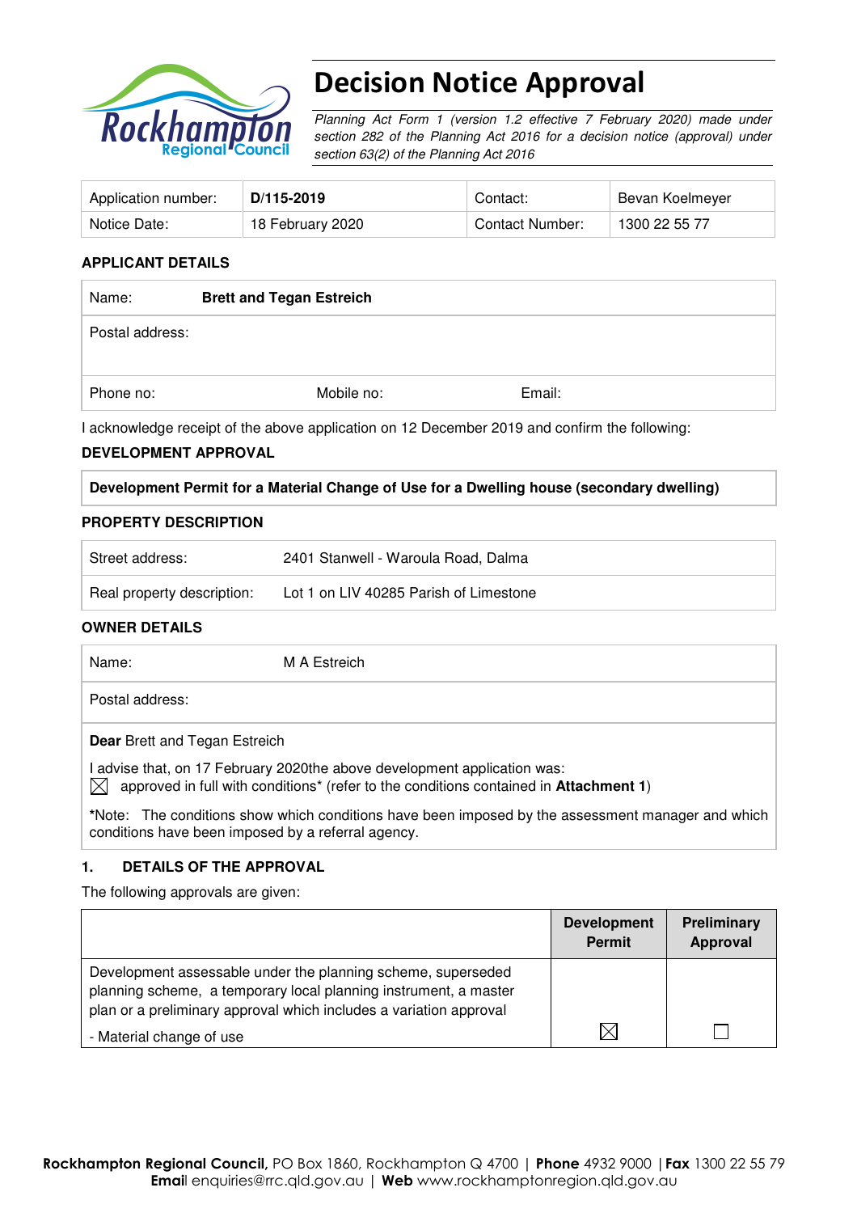# Decision Notice Approval

*Planning Act Form 1 (version 1.2 effective 7 February 2020) made under section 282 of the Planning Act 2016 for a decision notice (approval) under section 63(2) of the Planning Act 2016*

| Application number: | **D/115-2019** | Contact: | Bevan Koelmeyer |
|---|---|---|---|
| Notice Date: | 18 February 2020 | Contact Number: | 1300 22 55 77 |

**APPLICANT DETAILS**

| Name: | **Brett and Tegan Estreich** | |
|---|---|---|
| Postal address: | | |
| Phone no: | Mobile no: | Email: |

I acknowledge receipt of the above application on 12 December 2019 and confirm the following:

**DEVELOPMENT APPROVAL**

| **Development Permit for a Material Change of Use for a Dwelling house (secondary dwelling)** |
|---|

**PROPERTY DESCRIPTION**

| Street address: | 2401 Stanwell - Waroula Road, Dalma |
|---|---|
| Real property description: | Lot 1 on LIV 40285 Parish of Limestone |

**OWNER DETAILS**

| Name: | M A Estreich |
|---|---|
| Postal address: | |

**Dear** Brett and Tegan Estreich

I advise that, on 17 February 2020the above development application was:

☒ approved in full with conditions* (refer to the conditions contained in **Attachment 1**)

*Note: The conditions show which conditions have been imposed by the assessment manager and which conditions have been imposed by a referral agency.

## 1. DETAILS OF THE APPROVAL

The following approvals are given:

| | **Development Permit** | **Preliminary Approval** |
|---|---|---|
| Development assessable under the planning scheme, superseded planning scheme, a temporary local planning instrument, a master plan or a preliminary approval which includes a variation approval<br>- Material change of use | ☒ | ☐ |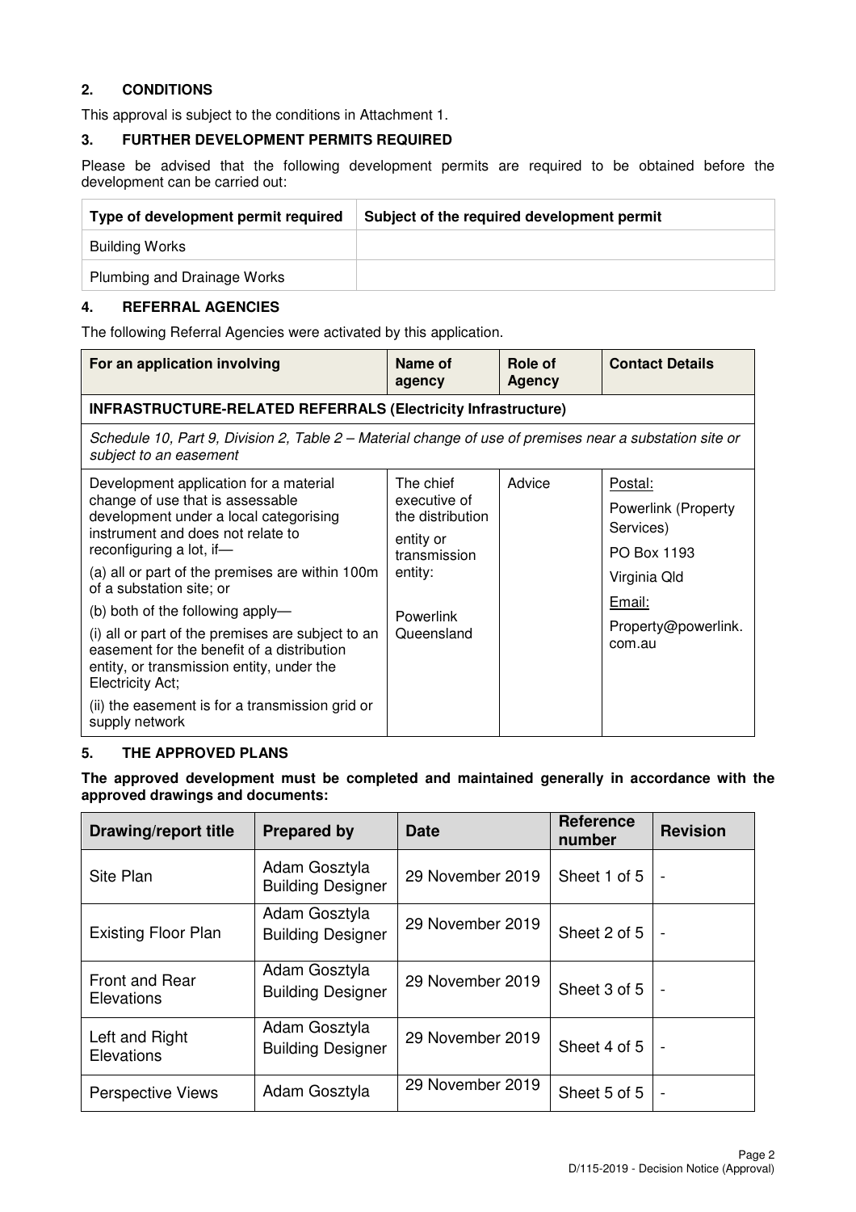## 2. CONDITIONS

This approval is subject to the conditions in Attachment 1.

## 3. FURTHER DEVELOPMENT PERMITS REQUIRED

Please be advised that the following development permits are required to be obtained before the development can be carried out:

| Type of development permit required | Subject of the required development permit |
|---|---|
| Building Works | |
| Plumbing and Drainage Works | |

## 4. REFERRAL AGENCIES

The following Referral Agencies were activated by this application.

| For an application involving | Name of agency | Role of Agency | Contact Details |
|---|---|---|---|
| **INFRASTRUCTURE-RELATED REFERRALS (Electricity Infrastructure)** | | | |
| *Schedule 10, Part 9, Division 2, Table 2 – Material change of use of premises near a substation site or subject to an easement* | | | |
| Development application for a material change of use that is assessable development under a local categorising instrument and does not relate to reconfiguring a lot, if—<br>(a) all or part of the premises are within 100m of a substation site; or<br>(b) both of the following apply—<br>(i) all or part of the premises are subject to an easement for the benefit of a distribution entity, or transmission entity, under the Electricity Act;<br>(ii) the easement is for a transmission grid or supply network | The chief executive of the distribution entity or transmission entity:<br><br>Powerlink Queensland | Advice | Postal:<br>Powerlink (Property Services)<br>PO Box 1193<br>Virginia Qld<br>Email:<br>Property@powerlink.com.au |

## 5. THE APPROVED PLANS

**The approved development must be completed and maintained generally in accordance with the approved drawings and documents:**

| Drawing/report title | Prepared by | Date | Reference number | Revision |
|---|---|---|---|---|
| Site Plan | Adam Gosztyla Building Designer | 29 November 2019 | Sheet 1 of 5 | - |
| Existing Floor Plan | Adam Gosztyla Building Designer | 29 November 2019 | Sheet 2 of 5 | - |
| Front and Rear Elevations | Adam Gosztyla Building Designer | 29 November 2019 | Sheet 3 of 5 | - |
| Left and Right Elevations | Adam Gosztyla Building Designer | 29 November 2019 | Sheet 4 of 5 | - |
| Perspective Views | Adam Gosztyla | 29 November 2019 | Sheet 5 of 5 | - |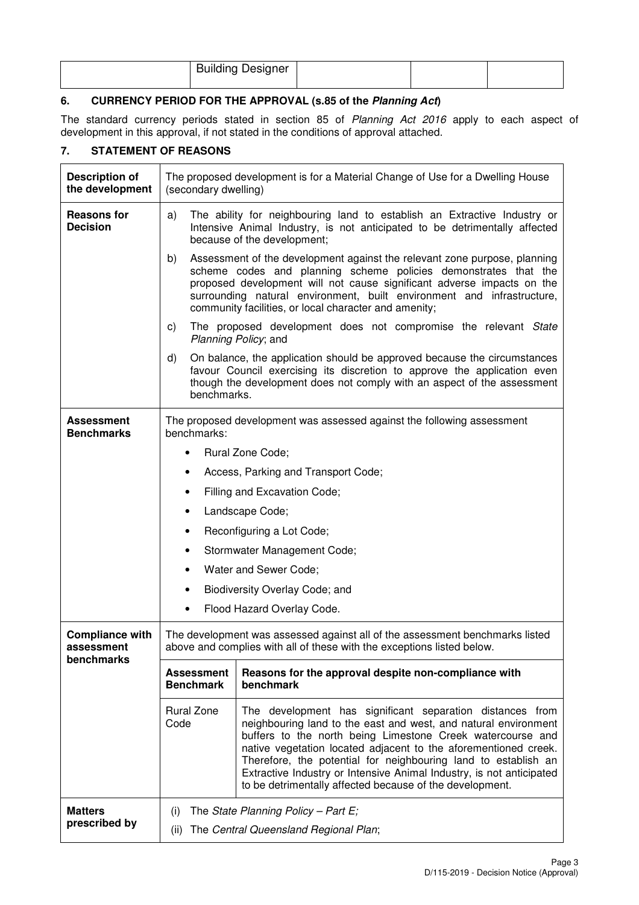| | Building Designer | | | |
|---|---|---|---|---|

## 6. CURRENCY PERIOD FOR THE APPROVAL (s.85 of the *Planning Act*)

The standard currency periods stated in section 85 of *Planning Act 2016* apply to each aspect of development in this approval, if not stated in the conditions of approval attached.

## 7. STATEMENT OF REASONS

| | | |
|---|---|---|
| **Description of the development** | The proposed development is for a Material Change of Use for a Dwelling House (secondary dwelling) | |
| **Reasons for Decision** | a) The ability for neighbouring land to establish an Extractive Industry or Intensive Animal Industry, is not anticipated to be detrimentally affected because of the development;<br>b) Assessment of the development against the relevant zone purpose, planning scheme codes and planning scheme policies demonstrates that the proposed development will not cause significant adverse impacts on the surrounding natural environment, built environment and infrastructure, community facilities, or local character and amenity;<br>c) The proposed development does not compromise the relevant *State Planning Policy*; and<br>d) On balance, the application should be approved because the circumstances favour Council exercising its discretion to approve the application even though the development does not comply with an aspect of the assessment benchmarks. | |
| **Assessment Benchmarks** | The proposed development was assessed against the following assessment benchmarks:<br>• Rural Zone Code;<br>• Access, Parking and Transport Code;<br>• Filling and Excavation Code;<br>• Landscape Code;<br>• Reconfiguring a Lot Code;<br>• Stormwater Management Code;<br>• Water and Sewer Code;<br>• Biodiversity Overlay Code; and<br>• Flood Hazard Overlay Code. | |
| **Compliance with assessment benchmarks** | The development was assessed against all of the assessment benchmarks listed above and complies with all of these with the exceptions listed below. | |
| | **Assessment Benchmark** | **Reasons for the approval despite non-compliance with benchmark** |
| | Rural Zone Code | The development has significant separation distances from neighbouring land to the east and west, and natural environment buffers to the north being Limestone Creek watercourse and native vegetation located adjacent to the aforementioned creek. Therefore, the potential for neighbouring land to establish an Extractive Industry or Intensive Animal Industry, is not anticipated to be detrimentally affected because of the development. |
| **Matters prescribed by** | (i) The *State Planning Policy – Part E;*<br>(ii) The *Central Queensland Regional Plan*; | |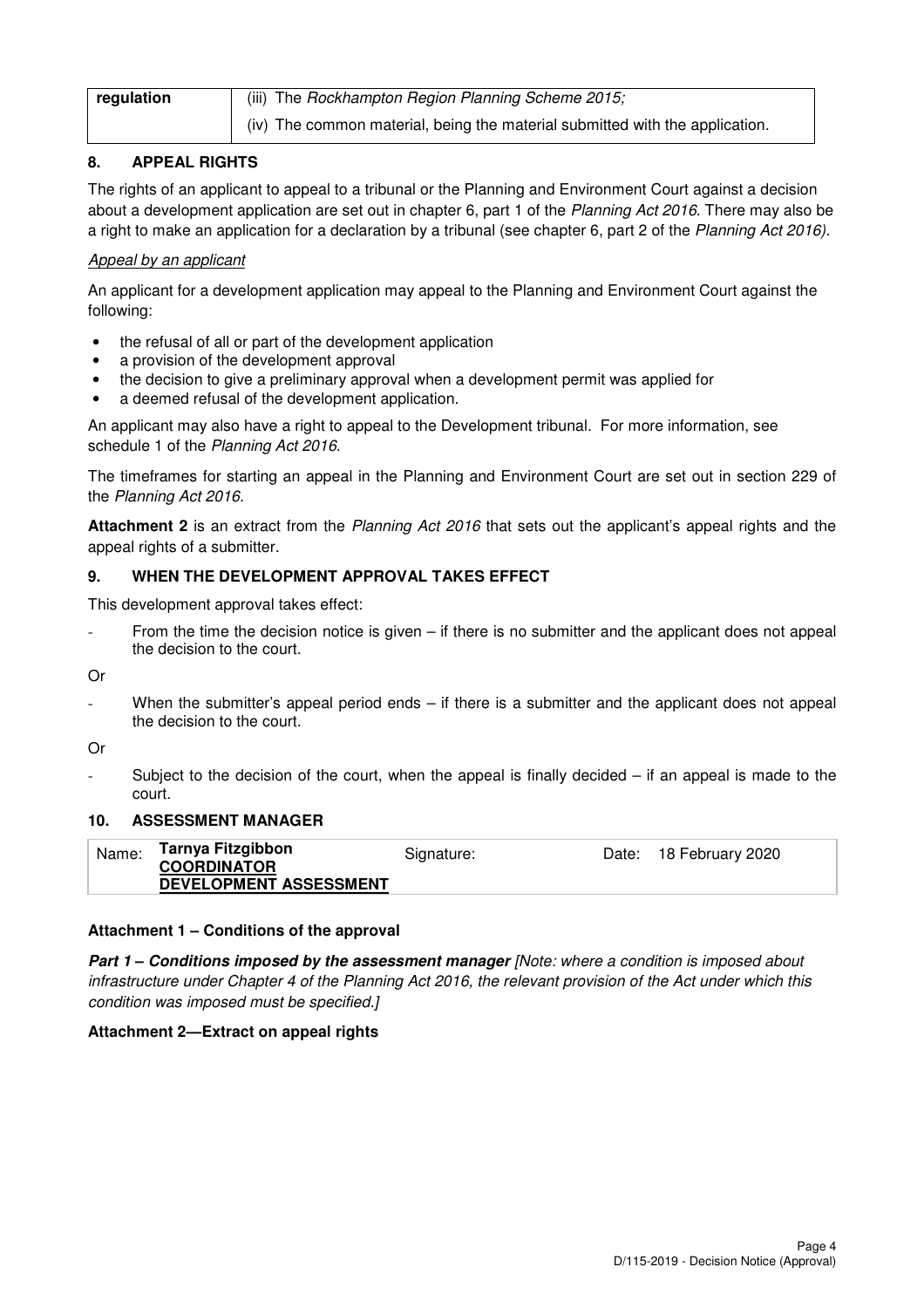| regulation | (iii) The *Rockhampton Region Planning Scheme 2015;* |
|---|---|
| | (iv) The common material, being the material submitted with the application. |

## 8. APPEAL RIGHTS

The rights of an applicant to appeal to a tribunal or the Planning and Environment Court against a decision about a development application are set out in chapter 6, part 1 of the *Planning Act 2016*. There may also be a right to make an application for a declaration by a tribunal (see chapter 6, part 2 of the *Planning Act 2016).*

*Appeal by an applicant*

An applicant for a development application may appeal to the Planning and Environment Court against the following:

- the refusal of all or part of the development application
- a provision of the development approval
- the decision to give a preliminary approval when a development permit was applied for
- a deemed refusal of the development application.

An applicant may also have a right to appeal to the Development tribunal. For more information, see schedule 1 of the *Planning Act 2016*.

The timeframes for starting an appeal in the Planning and Environment Court are set out in section 229 of the *Planning Act 2016*.

**Attachment 2** is an extract from the *Planning Act 2016* that sets out the applicant's appeal rights and the appeal rights of a submitter.

## 9. WHEN THE DEVELOPMENT APPROVAL TAKES EFFECT

This development approval takes effect:

- From the time the decision notice is given – if there is no submitter and the applicant does not appeal the decision to the court.

Or

- When the submitter's appeal period ends – if there is a submitter and the applicant does not appeal the decision to the court.

Or

- Subject to the decision of the court, when the appeal is finally decided – if an appeal is made to the court.

## 10. ASSESSMENT MANAGER

| Name: | **Tarnya Fitzgibbon** **COORDINATOR DEVELOPMENT ASSESSMENT** | Signature: | Date: 18 February 2020 |
|---|---|---|---|

**Attachment 1 – Conditions of the approval**

***Part 1 – Conditions imposed by the assessment manager*** *[Note: where a condition is imposed about infrastructure under Chapter 4 of the Planning Act 2016, the relevant provision of the Act under which this condition was imposed must be specified.]*

**Attachment 2—Extract on appeal rights**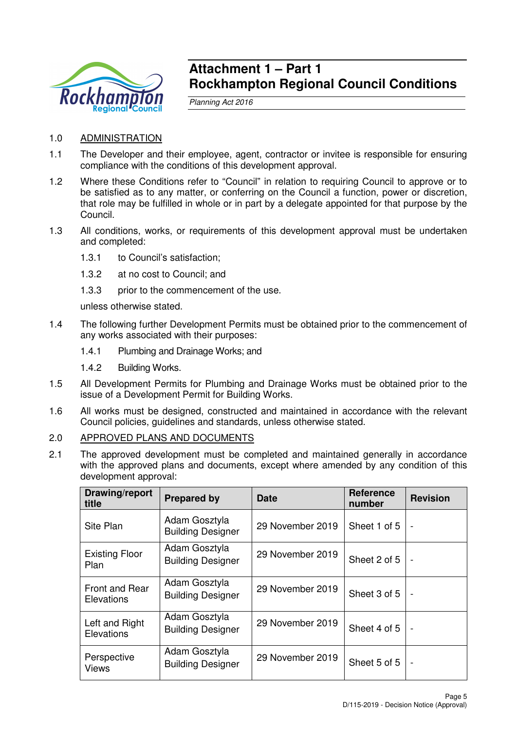# Attachment 1 – Part 1
# Rockhampton Regional Council Conditions

*Planning Act 2016*

1.0 ADMINISTRATION

1.1 The Developer and their employee, agent, contractor or invitee is responsible for ensuring compliance with the conditions of this development approval.

1.2 Where these Conditions refer to "Council" in relation to requiring Council to approve or to be satisfied as to any matter, or conferring on the Council a function, power or discretion, that role may be fulfilled in whole or in part by a delegate appointed for that purpose by the Council.

1.3 All conditions, works, or requirements of this development approval must be undertaken and completed:

1.3.1 to Council's satisfaction;

1.3.2 at no cost to Council; and

1.3.3 prior to the commencement of the use.

unless otherwise stated.

1.4 The following further Development Permits must be obtained prior to the commencement of any works associated with their purposes:

1.4.1 Plumbing and Drainage Works; and

1.4.2 Building Works.

1.5 All Development Permits for Plumbing and Drainage Works must be obtained prior to the issue of a Development Permit for Building Works.

1.6 All works must be designed, constructed and maintained in accordance with the relevant Council policies, guidelines and standards, unless otherwise stated.

2.0 APPROVED PLANS AND DOCUMENTS

2.1 The approved development must be completed and maintained generally in accordance with the approved plans and documents, except where amended by any condition of this development approval:

| Drawing/report title | Prepared by | Date | Reference number | Revision |
|---|---|---|---|---|
| Site Plan | Adam Gosztyla Building Designer | 29 November 2019 | Sheet 1 of 5 | - |
| Existing Floor Plan | Adam Gosztyla Building Designer | 29 November 2019 | Sheet 2 of 5 | - |
| Front and Rear Elevations | Adam Gosztyla Building Designer | 29 November 2019 | Sheet 3 of 5 | - |
| Left and Right Elevations | Adam Gosztyla Building Designer | 29 November 2019 | Sheet 4 of 5 | - |
| Perspective Views | Adam Gosztyla Building Designer | 29 November 2019 | Sheet 5 of 5 | - |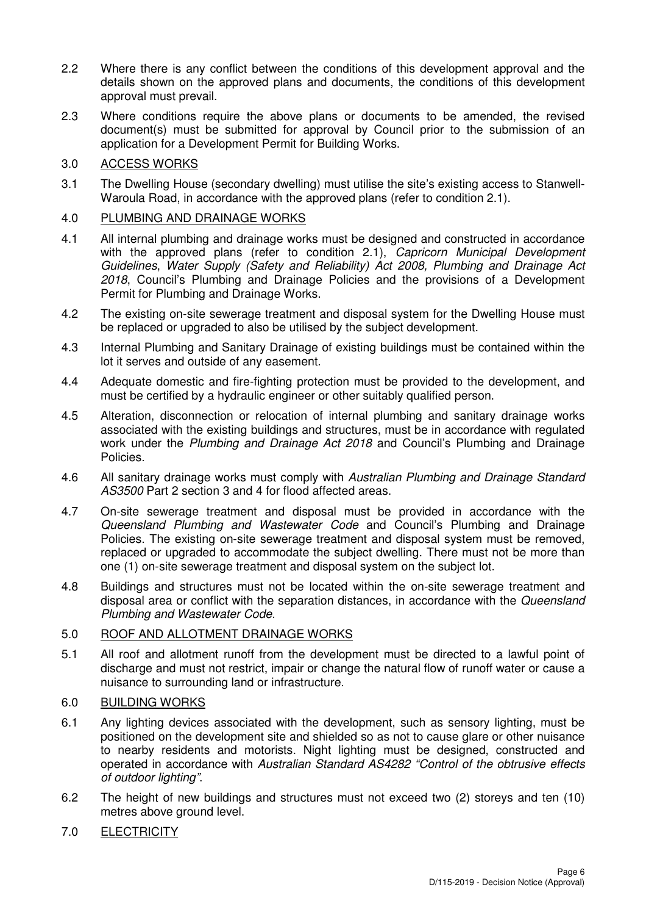2.2 Where there is any conflict between the conditions of this development approval and the details shown on the approved plans and documents, the conditions of this development approval must prevail.

2.3 Where conditions require the above plans or documents to be amended, the revised document(s) must be submitted for approval by Council prior to the submission of an application for a Development Permit for Building Works.

3.0 <u>ACCESS WORKS</u>

3.1 The Dwelling House (secondary dwelling) must utilise the site's existing access to Stanwell-Waroula Road, in accordance with the approved plans (refer to condition 2.1).

4.0 <u>PLUMBING AND DRAINAGE WORKS</u>

4.1 All internal plumbing and drainage works must be designed and constructed in accordance with the approved plans (refer to condition 2.1), *Capricorn Municipal Development Guidelines*, *Water Supply (Safety and Reliability) Act 2008, Plumbing and Drainage Act 2018*, Council's Plumbing and Drainage Policies and the provisions of a Development Permit for Plumbing and Drainage Works.

4.2 The existing on-site sewerage treatment and disposal system for the Dwelling House must be replaced or upgraded to also be utilised by the subject development.

4.3 Internal Plumbing and Sanitary Drainage of existing buildings must be contained within the lot it serves and outside of any easement.

4.4 Adequate domestic and fire-fighting protection must be provided to the development, and must be certified by a hydraulic engineer or other suitably qualified person.

4.5 Alteration, disconnection or relocation of internal plumbing and sanitary drainage works associated with the existing buildings and structures, must be in accordance with regulated work under the *Plumbing and Drainage Act 2018* and Council's Plumbing and Drainage Policies.

4.6 All sanitary drainage works must comply with *Australian Plumbing and Drainage Standard AS3500* Part 2 section 3 and 4 for flood affected areas.

4.7 On-site sewerage treatment and disposal must be provided in accordance with the *Queensland Plumbing and Wastewater Code* and Council's Plumbing and Drainage Policies. The existing on-site sewerage treatment and disposal system must be removed, replaced or upgraded to accommodate the subject dwelling. There must not be more than one (1) on-site sewerage treatment and disposal system on the subject lot.

4.8 Buildings and structures must not be located within the on-site sewerage treatment and disposal area or conflict with the separation distances, in accordance with the *Queensland Plumbing and Wastewater Code*.

5.0 <u>ROOF AND ALLOTMENT DRAINAGE WORKS</u>

5.1 All roof and allotment runoff from the development must be directed to a lawful point of discharge and must not restrict, impair or change the natural flow of runoff water or cause a nuisance to surrounding land or infrastructure.

6.0 <u>BUILDING WORKS</u>

6.1 Any lighting devices associated with the development, such as sensory lighting, must be positioned on the development site and shielded so as not to cause glare or other nuisance to nearby residents and motorists. Night lighting must be designed, constructed and operated in accordance with *Australian Standard AS4282 "Control of the obtrusive effects of outdoor lighting"*.

6.2 The height of new buildings and structures must not exceed two (2) storeys and ten (10) metres above ground level.

7.0 <u>ELECTRICITY</u>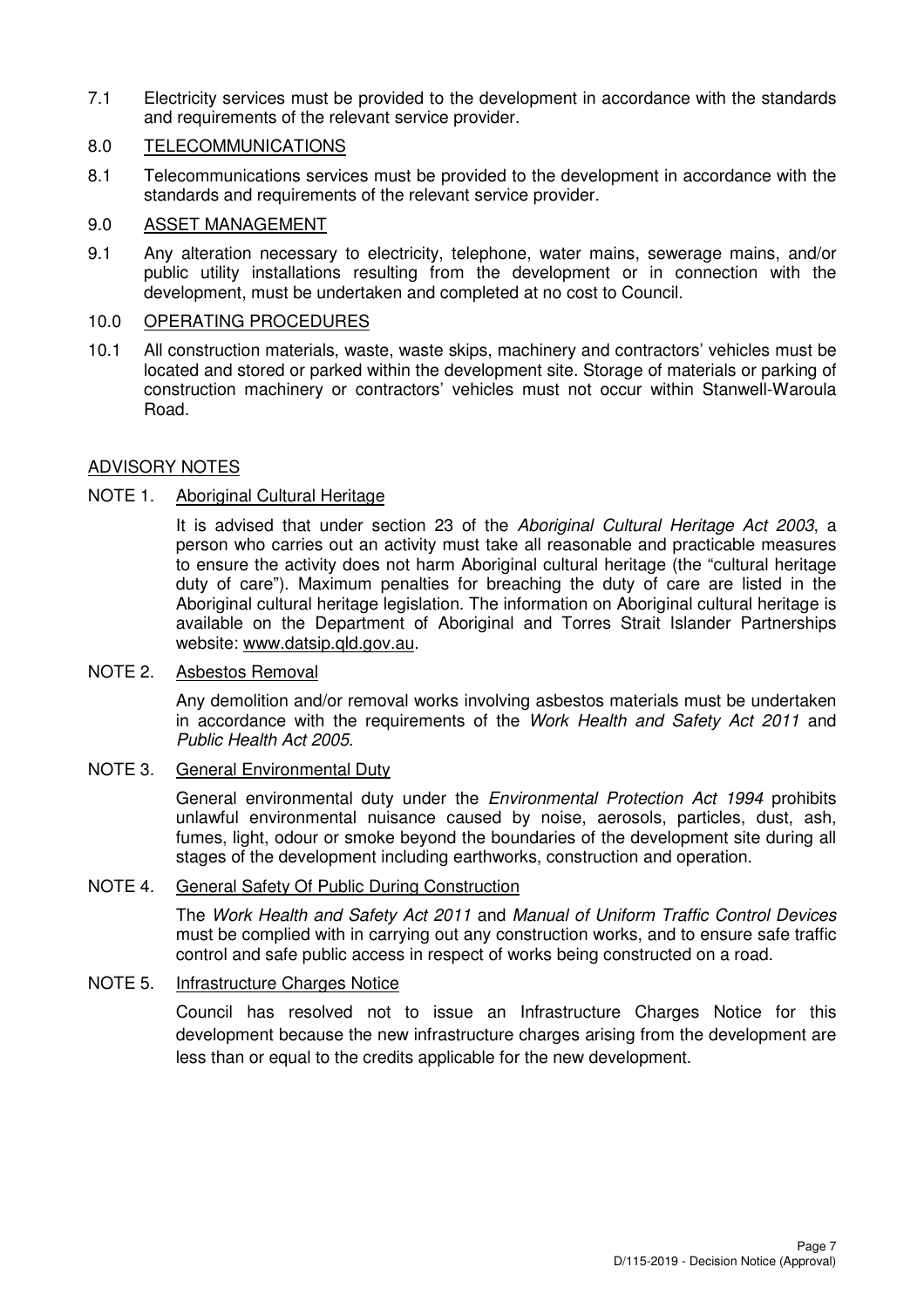7.1 Electricity services must be provided to the development in accordance with the standards and requirements of the relevant service provider.

8.0 <u>TELECOMMUNICATIONS</u>

8.1 Telecommunications services must be provided to the development in accordance with the standards and requirements of the relevant service provider.

9.0 <u>ASSET MANAGEMENT</u>

9.1 Any alteration necessary to electricity, telephone, water mains, sewerage mains, and/or public utility installations resulting from the development or in connection with the development, must be undertaken and completed at no cost to Council.

10.0 <u>OPERATING PROCEDURES</u>

10.1 All construction materials, waste, waste skips, machinery and contractors' vehicles must be located and stored or parked within the development site. Storage of materials or parking of construction machinery or contractors' vehicles must not occur within Stanwell-Waroula Road.

## ADVISORY NOTES

NOTE 1. <u>Aboriginal Cultural Heritage</u>

It is advised that under section 23 of the *Aboriginal Cultural Heritage Act 2003*, a person who carries out an activity must take all reasonable and practicable measures to ensure the activity does not harm Aboriginal cultural heritage (the "cultural heritage duty of care"). Maximum penalties for breaching the duty of care are listed in the Aboriginal cultural heritage legislation. The information on Aboriginal cultural heritage is available on the Department of Aboriginal and Torres Strait Islander Partnerships website: www.datsip.qld.gov.au.

NOTE 2. <u>Asbestos Removal</u>

Any demolition and/or removal works involving asbestos materials must be undertaken in accordance with the requirements of the *Work Health and Safety Act 2011* and *Public Health Act 2005*.

NOTE 3. <u>General Environmental Duty</u>

General environmental duty under the *Environmental Protection Act 1994* prohibits unlawful environmental nuisance caused by noise, aerosols, particles, dust, ash, fumes, light, odour or smoke beyond the boundaries of the development site during all stages of the development including earthworks, construction and operation.

NOTE 4. <u>General Safety Of Public During Construction</u>

The *Work Health and Safety Act 2011* and *Manual of Uniform Traffic Control Devices* must be complied with in carrying out any construction works, and to ensure safe traffic control and safe public access in respect of works being constructed on a road.

NOTE 5. <u>Infrastructure Charges Notice</u>

Council has resolved not to issue an Infrastructure Charges Notice for this development because the new infrastructure charges arising from the development are less than or equal to the credits applicable for the new development.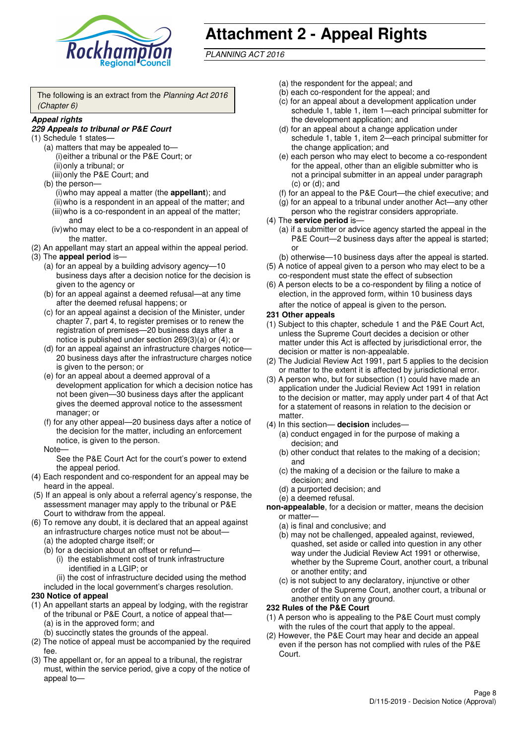# Attachment 2 - Appeal Rights

*PLANNING ACT 2016*

The following is an extract from the *Planning Act 2016 (Chapter 6)*

***Appeal rights***

***229 Appeals to tribunal or P&E Court***

(1) Schedule 1 states—

- (a) matters that may be appealed to—
  - (i) either a tribunal or the P&E Court; or
  - (ii) only a tribunal; or
  - (iii) only the P&E Court; and
- (b) the person—
  - (i) who may appeal a matter (the **appellant**); and
  - (ii) who is a respondent in an appeal of the matter; and
  - (iii) who is a co-respondent in an appeal of the matter; and
  - (iv) who may elect to be a co-respondent in an appeal of the matter.

(2) An appellant may start an appeal within the appeal period.

(3) The **appeal period** is—

- (a) for an appeal by a building advisory agency—10 business days after a decision notice for the decision is given to the agency or
- (b) for an appeal against a deemed refusal—at any time after the deemed refusal happens; or
- (c) for an appeal against a decision of the Minister, under chapter 7, part 4, to register premises or to renew the registration of premises—20 business days after a notice is published under section 269(3)(a) or (4); or
- (d) for an appeal against an infrastructure charges notice—20 business days after the infrastructure charges notice is given to the person; or
- (e) for an appeal about a deemed approval of a development application for which a decision notice has not been given—30 business days after the applicant gives the deemed approval notice to the assessment manager; or
- (f) for any other appeal—20 business days after a notice of the decision for the matter, including an enforcement notice, is given to the person.

Note—

See the P&E Court Act for the court's power to extend the appeal period.

(4) Each respondent and co-respondent for an appeal may be heard in the appeal.

(5) If an appeal is only about a referral agency's response, the assessment manager may apply to the tribunal or P&E Court to withdraw from the appeal.

(6) To remove any doubt, it is declared that an appeal against an infrastructure charges notice must not be about—

- (a) the adopted charge itself; or
- (b) for a decision about an offset or refund—
  - (i) the establishment cost of trunk infrastructure identified in a LGIP; or
  - (ii) the cost of infrastructure decided using the method

included in the local government's charges resolution.

**230 Notice of appeal**

(1) An appellant starts an appeal by lodging, with the registrar of the tribunal or P&E Court, a notice of appeal that—

- (a) is in the approved form; and
- (b) succinctly states the grounds of the appeal.

(2) The notice of appeal must be accompanied by the required fee.

(3) The appellant or, for an appeal to a tribunal, the registrar must, within the service period, give a copy of the notice of appeal to—

- (a) the respondent for the appeal; and
- (b) each co-respondent for the appeal; and
- (c) for an appeal about a development application under schedule 1, table 1, item 1—each principal submitter for the development application; and
- (d) for an appeal about a change application under schedule 1, table 1, item 2—each principal submitter for the change application; and
- (e) each person who may elect to become a co-respondent for the appeal, other than an eligible submitter who is not a principal submitter in an appeal under paragraph (c) or (d); and
- (f) for an appeal to the P&E Court—the chief executive; and
- (g) for an appeal to a tribunal under another Act—any other person who the registrar considers appropriate.

(4) The **service period** is—

- (a) if a submitter or advice agency started the appeal in the P&E Court—2 business days after the appeal is started; or
- (b) otherwise—10 business days after the appeal is started.

(5) A notice of appeal given to a person who may elect to be a co-respondent must state the effect of subsection

(6) A person elects to be a co-respondent by filing a notice of election, in the approved form, within 10 business days after the notice of appeal is given to the person.

**231 Other appeals**

(1) Subject to this chapter, schedule 1 and the P&E Court Act, unless the Supreme Court decides a decision or other matter under this Act is affected by jurisdictional error, the decision or matter is non-appealable.

(2) The Judicial Review Act 1991, part 5 applies to the decision or matter to the extent it is affected by jurisdictional error.

(3) A person who, but for subsection (1) could have made an application under the Judicial Review Act 1991 in relation to the decision or matter, may apply under part 4 of that Act for a statement of reasons in relation to the decision or matter.

(4) In this section— **decision** includes—

- (a) conduct engaged in for the purpose of making a decision; and
- (b) other conduct that relates to the making of a decision; and
- (c) the making of a decision or the failure to make a decision; and
- (d) a purported decision; and
- (e) a deemed refusal.

**non-appealable**, for a decision or matter, means the decision or matter—

- (a) is final and conclusive; and
- (b) may not be challenged, appealed against, reviewed, quashed, set aside or called into question in any other way under the Judicial Review Act 1991 or otherwise, whether by the Supreme Court, another court, a tribunal or another entity; and
- (c) is not subject to any declaratory, injunctive or other order of the Supreme Court, another court, a tribunal or another entity on any ground.

**232 Rules of the P&E Court**

(1) A person who is appealing to the P&E Court must comply with the rules of the court that apply to the appeal.

(2) However, the P&E Court may hear and decide an appeal even if the person has not complied with rules of the P&E Court.

D/115-2019 - Decision Notice (Approval)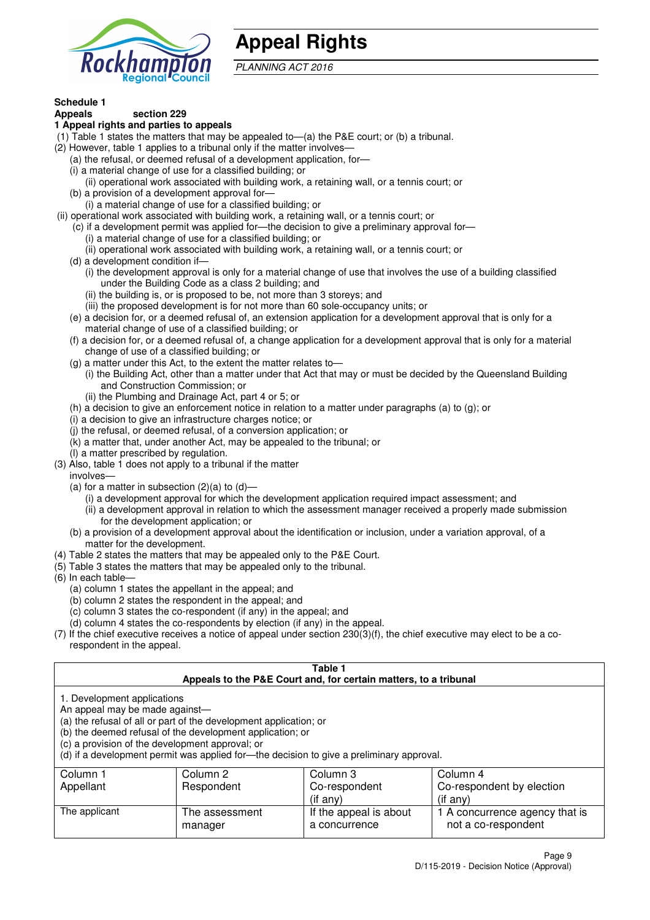# Appeal Rights

*PLANNING ACT 2016*

**Schedule 1**

**Appeals section 229**

**1 Appeal rights and parties to appeals**

(1) Table 1 states the matters that may be appealed to—(a) the P&E court; or (b) a tribunal.

(2) However, table 1 applies to a tribunal only if the matter involves—

(a) the refusal, or deemed refusal of a development application, for—

(i) a material change of use for a classified building; or

(ii) operational work associated with building work, a retaining wall, or a tennis court; or

(b) a provision of a development approval for—

(i) a material change of use for a classified building; or

(ii) operational work associated with building work, a retaining wall, or a tennis court; or

(c) if a development permit was applied for—the decision to give a preliminary approval for—

(i) a material change of use for a classified building; or

(ii) operational work associated with building work, a retaining wall, or a tennis court; or

(d) a development condition if—

(i) the development approval is only for a material change of use that involves the use of a building classified under the Building Code as a class 2 building; and

(ii) the building is, or is proposed to be, not more than 3 storeys; and

(iii) the proposed development is for not more than 60 sole-occupancy units; or

(e) a decision for, or a deemed refusal of, an extension application for a development approval that is only for a material change of use of a classified building; or

(f) a decision for, or a deemed refusal of, a change application for a development approval that is only for a material change of use of a classified building; or

(g) a matter under this Act, to the extent the matter relates to—

(i) the Building Act, other than a matter under that Act that may or must be decided by the Queensland Building and Construction Commission; or

(ii) the Plumbing and Drainage Act, part 4 or 5; or

(h) a decision to give an enforcement notice in relation to a matter under paragraphs (a) to (g); or

(i) a decision to give an infrastructure charges notice; or

(j) the refusal, or deemed refusal, of a conversion application; or

(k) a matter that, under another Act, may be appealed to the tribunal; or

(l) a matter prescribed by regulation.

(3) Also, table 1 does not apply to a tribunal if the matter involves—

(a) for a matter in subsection (2)(a) to (d)—

(i) a development approval for which the development application required impact assessment; and

(ii) a development approval in relation to which the assessment manager received a properly made submission for the development application; or

(b) a provision of a development approval about the identification or inclusion, under a variation approval, of a matter for the development.

(4) Table 2 states the matters that may be appealed only to the P&E Court.

(5) Table 3 states the matters that may be appealed only to the tribunal.

(6) In each table—

(a) column 1 states the appellant in the appeal; and

(b) column 2 states the respondent in the appeal; and

(c) column 3 states the co-respondent (if any) in the appeal; and

(d) column 4 states the co-respondents by election (if any) in the appeal.

(7) If the chief executive receives a notice of appeal under section 230(3)(f), the chief executive may elect to be a co-respondent in the appeal.

**Table 1**
**Appeals to the P&E Court and, for certain matters, to a tribunal**

1. Development applications

An appeal may be made against—

(a) the refusal of all or part of the development application; or

(b) the deemed refusal of the development application; or

(c) a provision of the development approval; or

(d) if a development permit was applied for—the decision to give a preliminary approval.

| Column 1<br>Appellant | Column 2<br>Respondent | Column 3<br>Co-respondent<br>(if any) | Column 4<br>Co-respondent by election<br>(if any) |
|---|---|---|---|
| The applicant | The assessment manager | If the appeal is about a concurrence | 1 A concurrence agency that is not a co-respondent |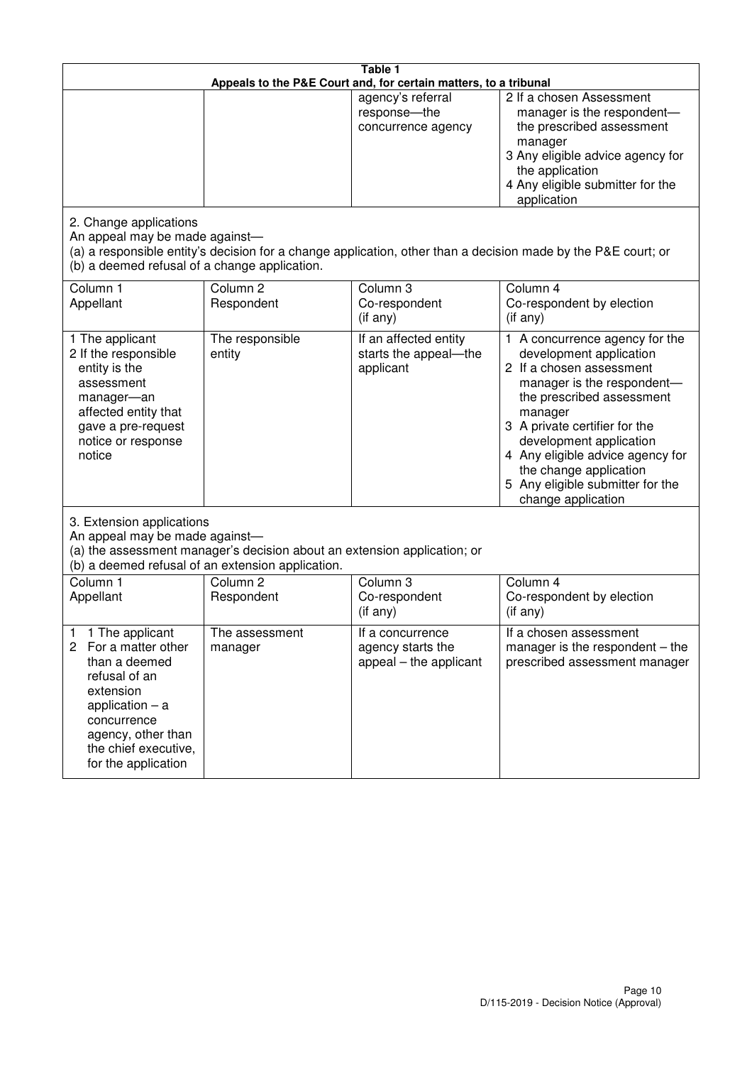| Table 1 | | | |
|---|---|---|---|
| Appeals to the P&E Court and, for certain matters, to a tribunal | | | |
| | | agency's referral response—the concurrence agency | 2 If a chosen Assessment manager is the respondent—the prescribed assessment manager<br>3 Any eligible advice agency for the application<br>4 Any eligible submitter for the application |
| 2. Change applications<br>An appeal may be made against—<br>(a) a responsible entity's decision for a change application, other than a decision made by the P&E court; or<br>(b) a deemed refusal of a change application. | | | |
| Column 1<br>Appellant | Column 2<br>Respondent | Column 3<br>Co-respondent<br>(if any) | Column 4<br>Co-respondent by election<br>(if any) |
| 1 The applicant<br>2 If the responsible entity is the assessment manager—an affected entity that gave a pre-request notice or response notice | The responsible entity | If an affected entity starts the appeal—the applicant | 1 A concurrence agency for the development application<br>2 If a chosen assessment manager is the respondent—the prescribed assessment manager<br>3 A private certifier for the development application<br>4 Any eligible advice agency for the change application<br>5 Any eligible submitter for the change application |
| 3. Extension applications<br>An appeal may be made against—<br>(a) the assessment manager's decision about an extension application; or<br>(b) a deemed refusal of an extension application. | | | |
| Column 1<br>Appellant | Column 2<br>Respondent | Column 3<br>Co-respondent<br>(if any) | Column 4<br>Co-respondent by election<br>(if any) |
| 1 1 The applicant<br>2 For a matter other than a deemed refusal of an extension application – a concurrence agency, other than the chief executive, for the application | The assessment manager | If a concurrence agency starts the appeal – the applicant | If a chosen assessment manager is the respondent – the prescribed assessment manager |

D/115-2019 - Decision Notice (Approval)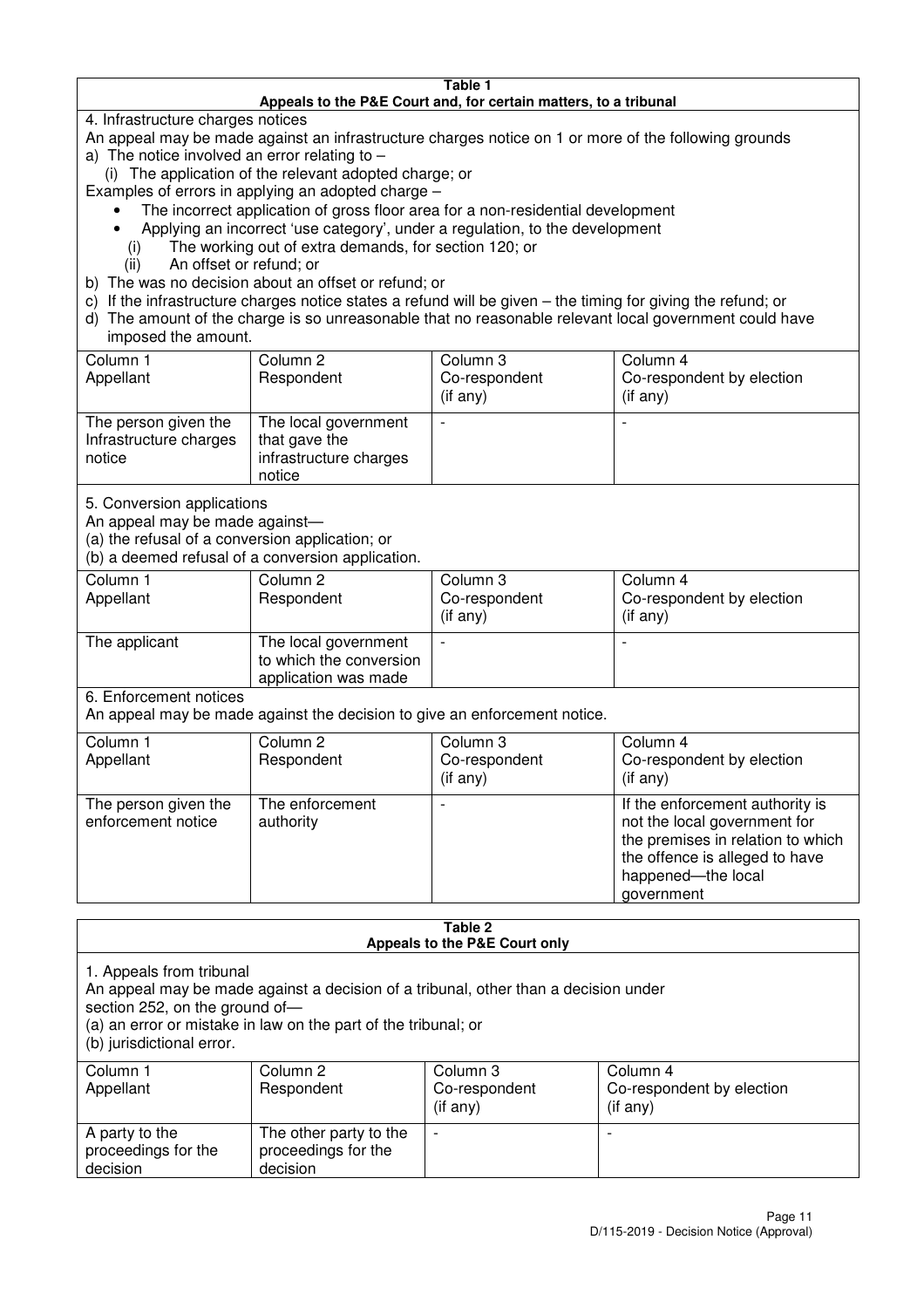**Table 1**
**Appeals to the P&E Court and, for certain matters, to a tribunal**

4. Infrastructure charges notices

An appeal may be made against an infrastructure charges notice on 1 or more of the following grounds

a) The notice involved an error relating to –

(i) The application of the relevant adopted charge; or

Examples of errors in applying an adopted charge –

- The incorrect application of gross floor area for a non-residential development
- Applying an incorrect 'use category', under a regulation, to the development

(i) The working out of extra demands, for section 120; or

(ii) An offset or refund; or

b) The was no decision about an offset or refund; or

c) If the infrastructure charges notice states a refund will be given – the timing for giving the refund; or

d) The amount of the charge is so unreasonable that no reasonable relevant local government could have imposed the amount.

| Column 1<br>Appellant | Column 2<br>Respondent | Column 3<br>Co-respondent<br>(if any) | Column 4<br>Co-respondent by election<br>(if any) |
|---|---|---|---|
| The person given the Infrastructure charges notice | The local government that gave the infrastructure charges notice | - | - |

5. Conversion applications

An appeal may be made against—

(a) the refusal of a conversion application; or

(b) a deemed refusal of a conversion application.

| Column 1<br>Appellant | Column 2<br>Respondent | Column 3<br>Co-respondent<br>(if any) | Column 4<br>Co-respondent by election<br>(if any) |
|---|---|---|---|
| The applicant | The local government to which the conversion application was made | - | - |

6. Enforcement notices

An appeal may be made against the decision to give an enforcement notice.

| Column 1<br>Appellant | Column 2<br>Respondent | Column 3<br>Co-respondent<br>(if any) | Column 4<br>Co-respondent by election<br>(if any) |
|---|---|---|---|
| The person given the enforcement notice | The enforcement authority | - | If the enforcement authority is not the local government for the premises in relation to which the offence is alleged to have happened—the local government |

**Table 2**
**Appeals to the P&E Court only**

1. Appeals from tribunal

An appeal may be made against a decision of a tribunal, other than a decision under section 252, on the ground of—

(a) an error or mistake in law on the part of the tribunal; or

(b) jurisdictional error.

| Column 1<br>Appellant | Column 2<br>Respondent | Column 3<br>Co-respondent<br>(if any) | Column 4<br>Co-respondent by election<br>(if any) |
|---|---|---|---|
| A party to the proceedings for the decision | The other party to the proceedings for the decision | - | - |

D/115-2019 - Decision Notice (Approval)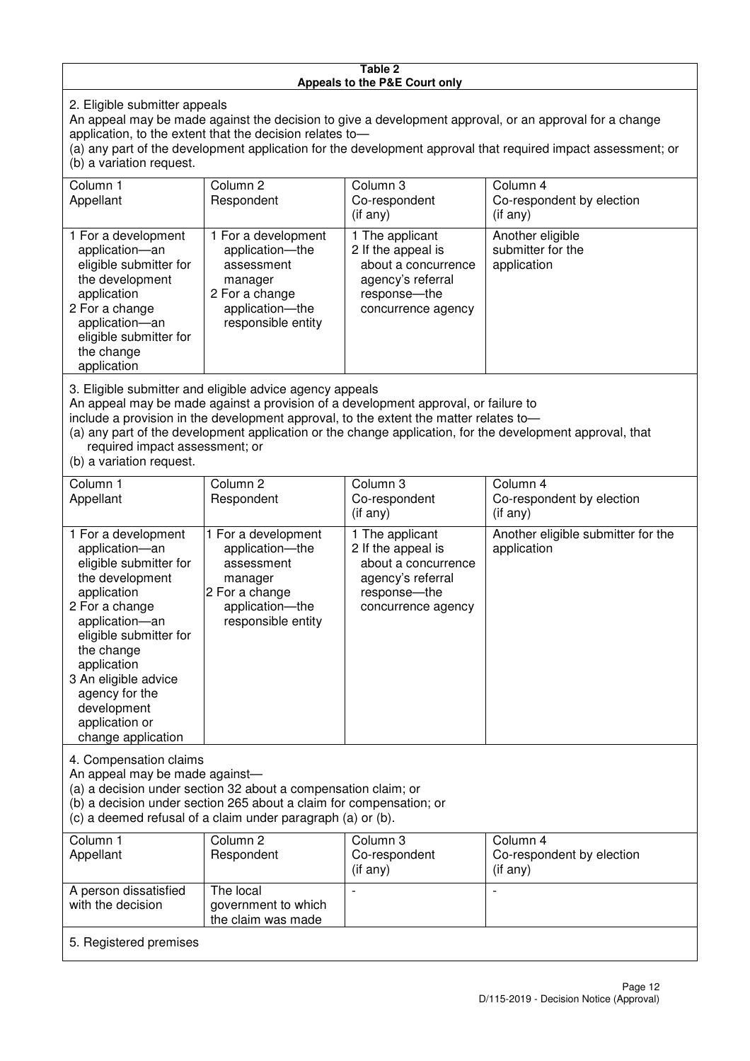**Table 2**
**Appeals to the P&E Court only**

2. Eligible submitter appeals

An appeal may be made against the decision to give a development approval, or an approval for a change application, to the extent that the decision relates to—

(a) any part of the development application for the development approval that required impact assessment; or

(b) a variation request.

| Column 1<br>Appellant | Column 2<br>Respondent | Column 3<br>Co-respondent<br>(if any) | Column 4<br>Co-respondent by election<br>(if any) |
|---|---|---|---|
| 1 For a development application—an eligible submitter for the development application<br>2 For a change application—an eligible submitter for the change application | 1 For a development application—the assessment manager<br>2 For a change application—the responsible entity | 1 The applicant<br>2 If the appeal is about a concurrence agency's referral response—the concurrence agency | Another eligible submitter for the application |

3. Eligible submitter and eligible advice agency appeals

An appeal may be made against a provision of a development approval, or failure to include a provision in the development approval, to the extent the matter relates to—

(a) any part of the development application or the change application, for the development approval, that required impact assessment; or

(b) a variation request.

| Column 1<br>Appellant | Column 2<br>Respondent | Column 3<br>Co-respondent<br>(if any) | Column 4<br>Co-respondent by election<br>(if any) |
|---|---|---|---|
| 1 For a development application—an eligible submitter for the development application<br>2 For a change application—an eligible submitter for the change application<br>3 An eligible advice agency for the development application or change application | 1 For a development application—the assessment manager<br>2 For a change application—the responsible entity | 1 The applicant<br>2 If the appeal is about a concurrence agency's referral response—the concurrence agency | Another eligible submitter for the application |

4. Compensation claims

An appeal may be made against—

(a) a decision under section 32 about a compensation claim; or

(b) a decision under section 265 about a claim for compensation; or

(c) a deemed refusal of a claim under paragraph (a) or (b).

| Column 1<br>Appellant | Column 2<br>Respondent | Column 3<br>Co-respondent<br>(if any) | Column 4<br>Co-respondent by election<br>(if any) |
|---|---|---|---|
| A person dissatisfied with the decision | The local government to which the claim was made | - | - |

5. Registered premises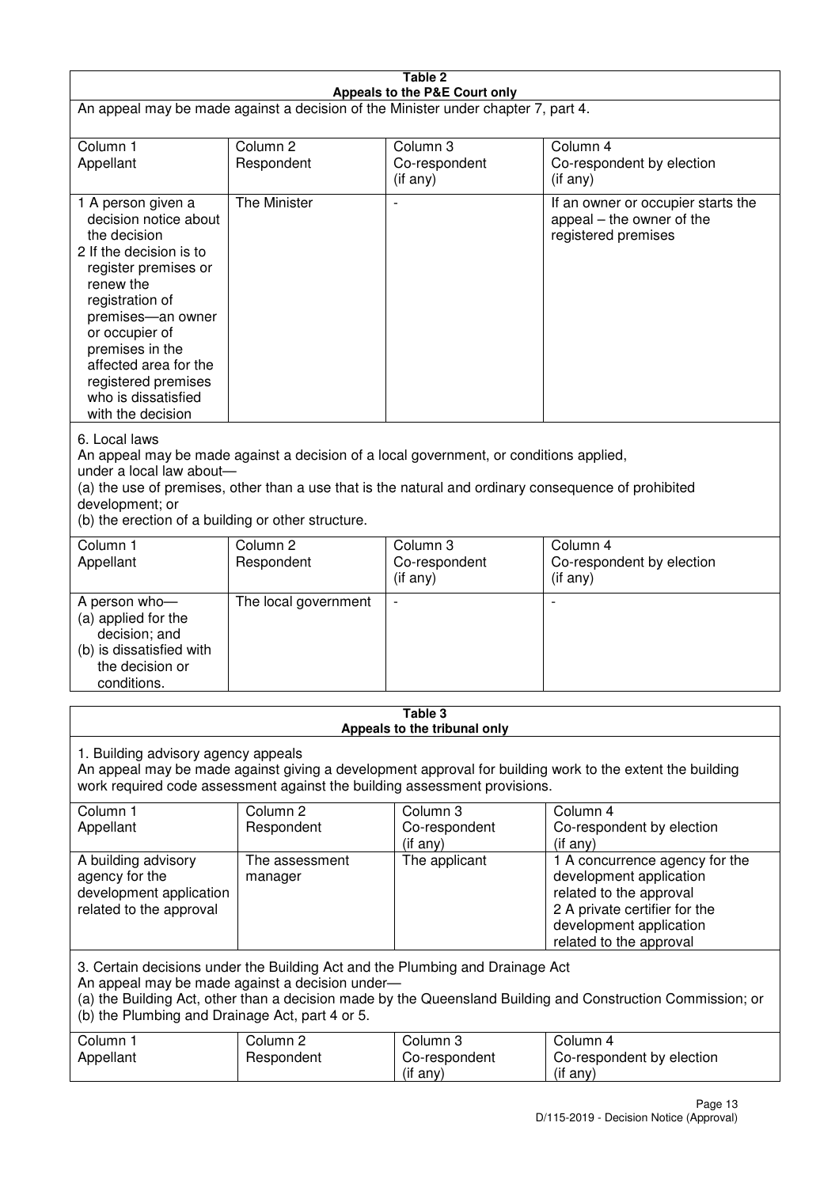## Table 2
### Appeals to the P&E Court only

An appeal may be made against a decision of the Minister under chapter 7, part 4.

| Column 1<br>Appellant | Column 2<br>Respondent | Column 3<br>Co-respondent<br>(if any) | Column 4<br>Co-respondent by election<br>(if any) |
|---|---|---|---|
| 1 A person given a decision notice about the decision<br>2 If the decision is to register premises or renew the registration of premises—an owner or occupier of premises in the affected area for the registered premises who is dissatisfied with the decision | The Minister | - | If an owner or occupier starts the appeal – the owner of the registered premises |

6. Local laws

An appeal may be made against a decision of a local government, or conditions applied, under a local law about—

(a) the use of premises, other than a use that is the natural and ordinary consequence of prohibited development; or

(b) the erection of a building or other structure.

| Column 1<br>Appellant | Column 2<br>Respondent | Column 3<br>Co-respondent<br>(if any) | Column 4<br>Co-respondent by election<br>(if any) |
|---|---|---|---|
| A person who—<br>(a) applied for the decision; and<br>(b) is dissatisfied with the decision or conditions. | The local government | - | - |

## Table 3
### Appeals to the tribunal only

1. Building advisory agency appeals

An appeal may be made against giving a development approval for building work to the extent the building work required code assessment against the building assessment provisions.

| Column 1<br>Appellant | Column 2<br>Respondent | Column 3<br>Co-respondent<br>(if any) | Column 4<br>Co-respondent by election<br>(if any) |
|---|---|---|---|
| A building advisory agency for the development application related to the approval | The assessment manager | The applicant | 1 A concurrence agency for the development application related to the approval<br>2 A private certifier for the development application related to the approval |

3. Certain decisions under the Building Act and the Plumbing and Drainage Act

An appeal may be made against a decision under—

(a) the Building Act, other than a decision made by the Queensland Building and Construction Commission; or

(b) the Plumbing and Drainage Act, part 4 or 5.

| Column 1<br>Appellant | Column 2<br>Respondent | Column 3<br>Co-respondent<br>(if any) | Column 4<br>Co-respondent by election<br>(if any) |
|---|---|---|---|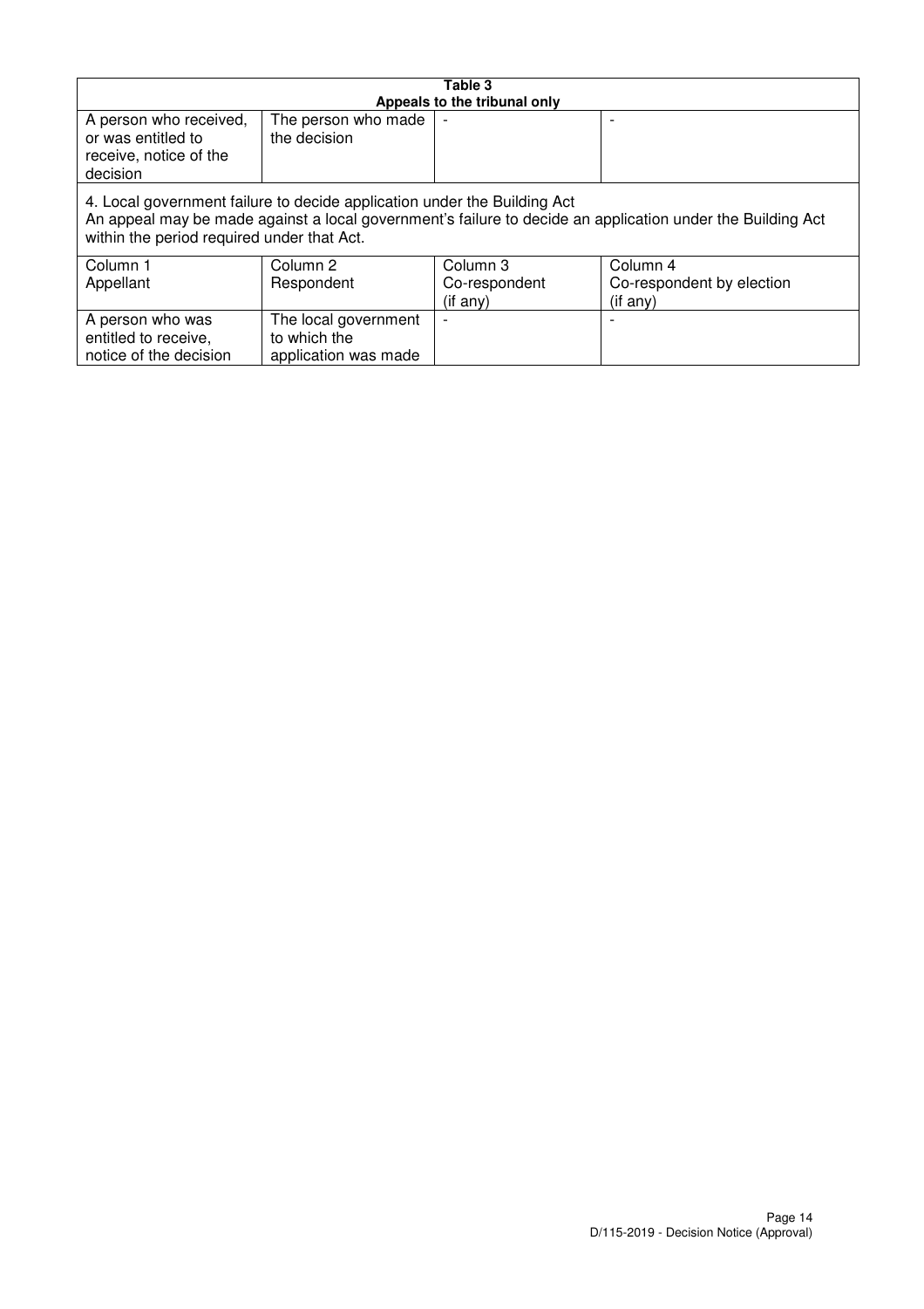| Table 3<br>Appeals to the tribunal only | | | |
|---|---|---|---|
| A person who received, or was entitled to receive, notice of the decision | The person who made the decision | - | - |
| 4. Local government failure to decide application under the Building Act<br>An appeal may be made against a local government's failure to decide an application under the Building Act within the period required under that Act. | | | |
| Column 1<br>Appellant | Column 2<br>Respondent | Column 3<br>Co-respondent<br>(if any) | Column 4<br>Co-respondent by election<br>(if any) |
| A person who was entitled to receive, notice of the decision | The local government to which the application was made | - | - |